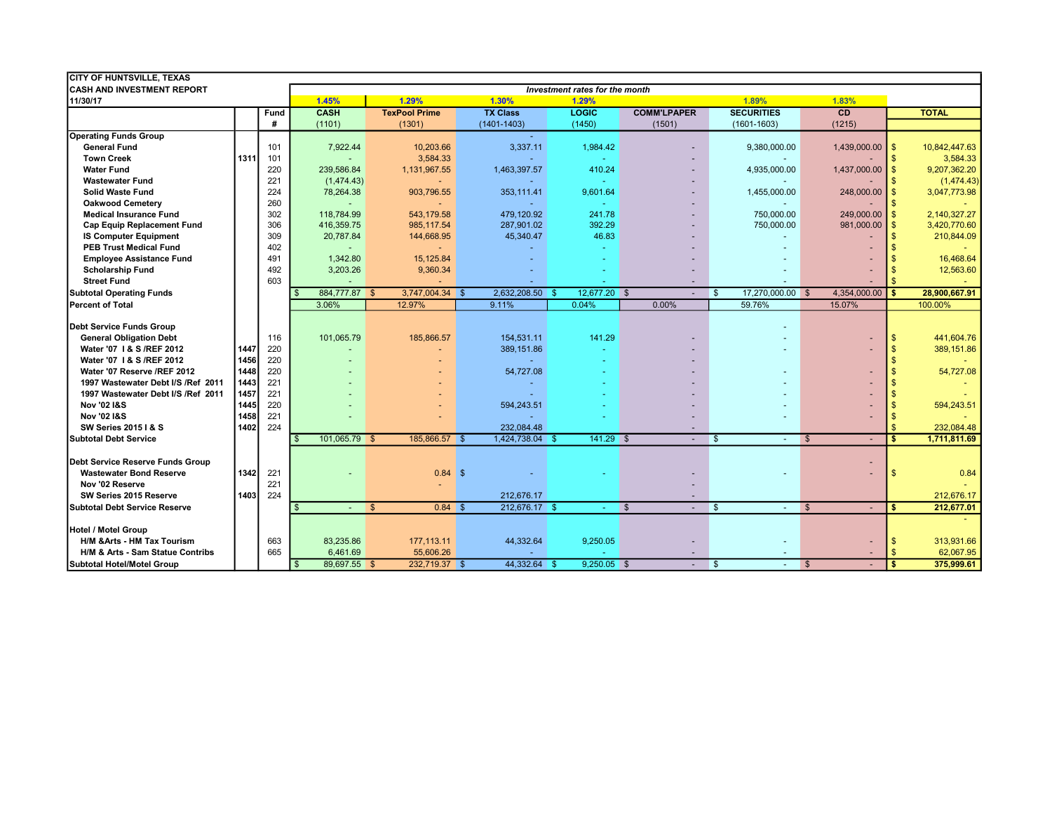**CITY OF HUNTSVILLE, TEXAS**
**CASH AND INVESTMENT REPORT**
**11/30/17**

| | | | *Investment rates for the month* | | | | | | | |
|---|---|---|---|---|---|---|---|---|---|---|
| | | | 1.45% | 1.29% | 1.30% | 1.29% | | 1.89% | 1.83% | |
| | | Fund # | CASH (1101) | TexPool Prime (1301) | TX Class (1401-1403) | LOGIC (1450) | COMM'LPAPER (1501) | SECURITIES (1601-1603) | CD (1215) | TOTAL |
| **Operating Funds Group** | | | | | - | | | | | |
| **General Fund** | | 101 | 7,922.44 | 10,203.66 | 3,337.11 | 1,984.42 | - | 9,380,000.00 | 1,439,000.00 | $ 10,842,447.63 |
| **Town Creek** | 1311 | 101 | - | 3,584.33 | - | - | - | - | - | $ 3,584.33 |
| **Water Fund** | | 220 | 239,586.84 | 1,131,967.55 | 1,463,397.57 | 410.24 | - | 4,935,000.00 | 1,437,000.00 | $ 9,207,362.20 |
| **Wastewater Fund** | | 221 | (1,474.43) | - | - | - | - | - | - | $ (1,474.43) |
| **Solid Waste Fund** | | 224 | 78,264.38 | 903,796.55 | 353,111.41 | 9,601.64 | - | 1,455,000.00 | 248,000.00 | $ 3,047,773.98 |
| **Oakwood Cemetery** | | 260 | - | - | - | - | - | - | - | $ - |
| **Medical Insurance Fund** | | 302 | 118,784.99 | 543,179.58 | 479,120.92 | 241.78 | - | 750,000.00 | 249,000.00 | $ 2,140,327.27 |
| **Cap Equip Replacement Fund** | | 306 | 416,359.75 | 985,117.54 | 287,901.02 | 392.29 | - | 750,000.00 | 981,000.00 | $ 3,420,770.60 |
| **IS Computer Equipment** | | 309 | 20,787.84 | 144,668.95 | 45,340.47 | 46.83 | - | - | - | $ 210,844.09 |
| **PEB Trust Medical Fund** | | 402 | - | - | - | - | - | - | - | $ - |
| **Employee Assistance Fund** | | 491 | 1,342.80 | 15,125.84 | - | - | - | - | - | $ 16,468.64 |
| **Scholarship Fund** | | 492 | 3,203.26 | 9,360.34 | - | - | - | - | - | $ 12,563.60 |
| **Street Fund** | | 603 | - | - | - | - | - | - | - | $ - |
| **Subtotal Operating Funds** | | | $ 884,777.87 | $ 3,747,004.34 | $ 2,632,208.50 | $ 12,677.20 | $ - | $ 17,270,000.00 | $ 4,354,000.00 | **$ 28,900,667.91** |
| **Percent of Total** | | | 3.06% | 12.97% | 9.11% | 0.04% | 0.00% | 59.76% | 15.07% | 100.00% |
| | | | | | | | | | | |
| **Debt Service Funds Group** | | | | | | | | - | | |
| **General Obligation Debt** | | 116 | 101,065.79 | 185,866.57 | 154,531.11 | 141.29 | - | - | - | $ 441,604.76 |
| **Water '07 I & S /REF 2012** | 1447 | 220 | - | - | 389,151.86 | - | - | - | - | $ 389,151.86 |
| **Water '07 I & S /REF 2012** | 1456 | 220 | - | - | - | - | - | | | $ - |
| **Water '07 Reserve /REF 2012** | 1448 | 220 | - | - | 54,727.08 | - | - | - | - | $ 54,727.08 |
| **1997 Wastewater Debt I/S /Ref 2011** | 1443 | 221 | - | - | - | - | - | - | - | $ - |
| **1997 Wastewater Debt I/S /Ref 2011** | 1457 | 221 | - | - | - | - | - | - | - | $ - |
| **Nov '02 I&S** | 1445 | 220 | - | - | 594,243.51 | - | - | - | - | $ 594,243.51 |
| **Nov '02 I&S** | 1458 | 221 | - | - | - | - | - | - | - | $ - |
| **SW Series 2015 I & S** | 1402 | 224 | | | 232,084.48 | | - | | | $ 232,084.48 |
| **Subtotal Debt Service** | | | $ 101,065.79 | $ 185,866.57 | $ 1,424,738.04 | $ 141.29 | $ - | $ - | $ - | **$ 1,711,811.69** |
| | | | | | | | | | | |
| **Debt Service Reserve Funds Group** | | | | | | | | | - | |
| **Wastewater Bond Reserve** | 1342 | 221 | - | 0.84 | $ - | - | - | - | - | $ 0.84 |
| **Nov '02 Reserve** | | 221 | | - | | | - | | | - |
| **SW Series 2015 Reserve** | 1403 | 224 | | | 212,676.17 | | - | | | 212,676.17 |
| **Subtotal Debt Service Reserve** | | | $ - | $ 0.84 | $ 212,676.17 | $ - | $ - | $ - | $ - | **$ 212,677.01** |
| | | | | | | | | | | - |
| **Hotel / Motel Group** | | | | | | | | | | |
| **H/M &Arts - HM Tax Tourism** | | 663 | 83,235.86 | 177,113.11 | 44,332.64 | 9,250.05 | - | - | - | $ 313,931.66 |
| **H/M & Arts - Sam Statue Contribs** | | 665 | 6,461.69 | 55,606.26 | - | - | - | - | - | $ 62,067.95 |
| **Subtotal Hotel/Motel Group** | | | $ 89,697.55 | $ 232,719.37 | $ 44,332.64 | $ 9,250.05 | $ - | $ - | $ - | **$ 375,999.61** |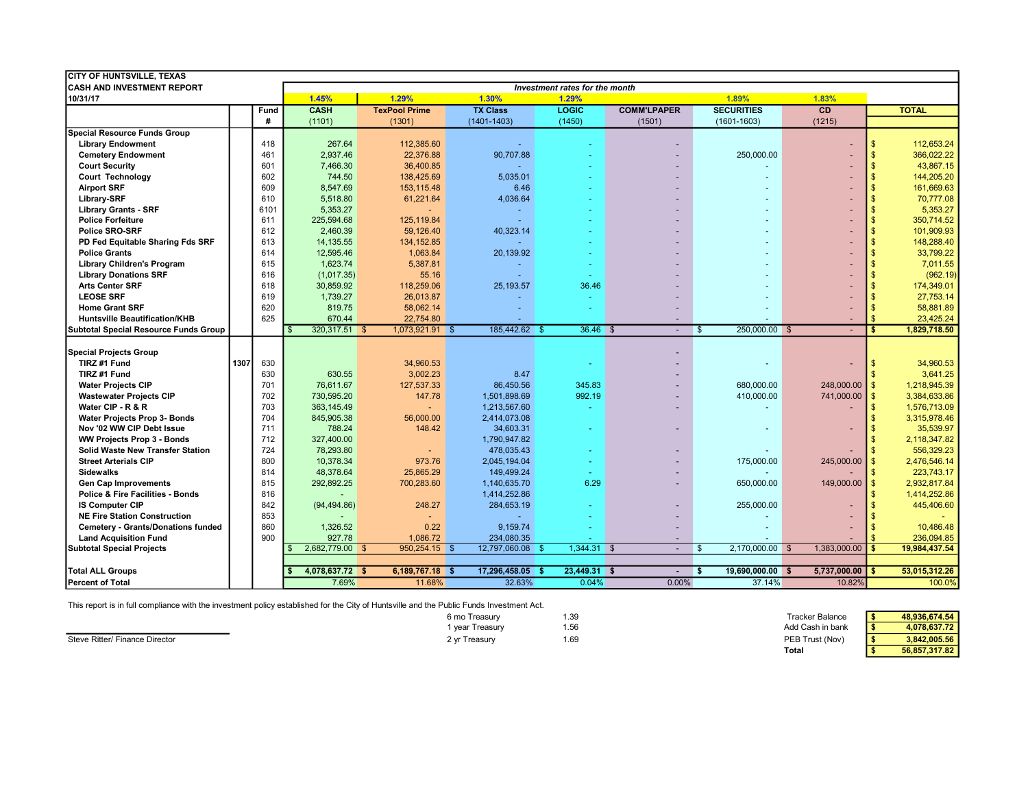| CITY OF HUNTSVILLE, TEXAS | | | | | | | | | | |
|---|---|---|---|---|---|---|---|---|---|---|
| CASH AND INVESTMENT REPORT | | | *Investment rates for the month* | | | | | | | |
| 10/31/17 | | | 1.45% | 1.29% | 1.30% | 1.29% | | 1.89% | 1.83% | |
| | | Fund # | CASH (1101) | TexPool Prime (1301) | TX Class (1401-1403) | LOGIC (1450) | COMM'LPAPER (1501) | SECURITIES (1601-1603) | CD (1215) | TOTAL |
| **Special Resource Funds Group** | | | | | | | | | | |
| Library Endowment | | 418 | 267.64 | 112,385.60 | - | - | - | | - | $ 112,653.24 |
| Cemetery Endowment | | 461 | 2,937.46 | 22,376.88 | 90,707.88 | - | - | 250,000.00 | - | $ 366,022.22 |
| Court Security | | 601 | 7,466.30 | 36,400.85 | - | - | - | - | - | $ 43,867.15 |
| Court Technology | | 602 | 744.50 | 138,425.69 | 5,035.01 | - | - | - | - | $ 144,205.20 |
| Airport SRF | | 609 | 8,547.69 | 153,115.48 | 6.46 | - | - | - | - | $ 161,669.63 |
| Library-SRF | | 610 | 5,518.80 | 61,221.64 | 4,036.64 | - | - | - | - | $ 70,777.08 |
| Library Grants - SRF | | 6101 | 5,353.27 | - | - | - | - | - | - | $ 5,353.27 |
| Police Forfeiture | | 611 | 225,594.68 | 125,119.84 | - | - | - | - | - | $ 350,714.52 |
| Police SRO-SRF | | 612 | 2,460.39 | 59,126.40 | 40,323.14 | - | - | - | - | $ 101,909.93 |
| PD Fed Equitable Sharing Fds SRF | | 613 | 14,135.55 | 134,152.85 | - | - | - | - | - | $ 148,288.40 |
| Police Grants | | 614 | 12,595.46 | 1,063.84 | 20,139.92 | - | - | - | - | $ 33,799.22 |
| Library Children's Program | | 615 | 1,623.74 | 5,387.81 | - | - | - | - | - | $ 7,011.55 |
| Library Donations SRF | | 616 | (1,017.35) | 55.16 | - | - | - | - | - | $ (962.19) |
| Arts Center SRF | | 618 | 30,859.92 | 118,259.06 | 25,193.57 | 36.46 | - | - | - | $ 174,349.01 |
| LEOSE SRF | | 619 | 1,739.27 | 26,013.87 | - | - | - | - | - | $ 27,753.14 |
| Home Grant SRF | | 620 | 819.75 | 58,062.14 | - | - | - | - | - | $ 58,881.89 |
| Huntsville Beautification/KHB | | 625 | 670.44 | 22,754.80 | - | - | - | - | - | $ 23,425.24 |
| **Subtotal Special Resource Funds Group** | | | $ 320,317.51 | $ 1,073,921.91 | $ 185,442.62 | $ 36.46 | $ - | $ 250,000.00 | $ - | **$ 1,829,718.50** |
| | | | | | | | | | | |
| **Special Projects Group** | | | | | | | - | | | |
| TIRZ #1 Fund | 1307 | 630 | | 34,960.53 | | - | - | - | - | $ 34,960.53 |
| TIRZ #1 Fund | | 630 | 630.55 | 3,002.23 | 8.47 | | - | | | $ 3,641.25 |
| Water Projects CIP | | 701 | 76,611.67 | 127,537.33 | 86,450.56 | 345.83 | - | 680,000.00 | 248,000.00 | $ 1,218,945.39 |
| Wastewater Projects CIP | | 702 | 730,595.20 | 147.78 | 1,501,898.69 | 992.19 | - | 410,000.00 | 741,000.00 | $ 3,384,633.86 |
| Water CIP - R & R | | 703 | 363,145.49 | - | 1,213,567.60 | - | - | - | - | $ 1,576,713.09 |
| Water Projects Prop 3- Bonds | | 704 | 845,905.38 | 56,000.00 | 2,414,073.08 | | | | | $ 3,315,978.46 |
| Nov '02 WW CIP Debt Issue | | 711 | 788.24 | 148.42 | 34,603.31 | - | - | - | - | $ 35,539.97 |
| WW Projects Prop 3 - Bonds | | 712 | 327,400.00 | | 1,790,947.82 | | | | | $ 2,118,347.82 |
| Solid Waste New Transfer Station | | 724 | 78,293.80 | - | 478,035.43 | - | - | - | - | $ 556,329.23 |
| Street Arterials CIP | | 800 | 10,378.34 | 973.76 | 2,045,194.04 | - | - | 175,000.00 | 245,000.00 | $ 2,476,546.14 |
| Sidewalks | | 814 | 48,378.64 | 25,865.29 | 149,499.24 | - | - | - | - | $ 223,743.17 |
| Gen Cap Improvements | | 815 | 292,892.25 | 700,283.60 | 1,140,635.70 | 6.29 | - | 650,000.00 | 149,000.00 | $ 2,932,817.84 |
| Police & Fire Facilities - Bonds | | 816 | - | | 1,414,252.86 | | | | | $ 1,414,252.86 |
| IS Computer CIP | | 842 | (94,494.86) | 248.27 | 284,653.19 | - | - | 255,000.00 | - | $ 445,406.60 |
| NE Fire Station Construction | | 853 | - | - | - | - | - | - | - | $ - |
| Cemetery - Grants/Donations funded | | 860 | 1,326.52 | 0.22 | 9,159.74 | - | - | - | - | $ 10,486.48 |
| Land Acquisition Fund | | 900 | 927.78 | 1,086.72 | 234,080.35 | - | - | - | - | $ 236,094.85 |
| **Subtotal Special Projects** | | | $ 2,682,779.00 | $ 950,254.15 | $ 12,797,060.08 | $ 1,344.31 | $ - | $ 2,170,000.00 | $ 1,383,000.00 | **$ 19,984,437.54** |
| | | | | | | | | | | |
| **Total ALL Groups** | | | **$ 4,078,637.72** | **$ 6,189,767.18** | **$ 17,296,458.05** | **$ 23,449.31** | **$ -** | **$ 19,690,000.00** | **$ 5,737,000.00** | **$ 53,015,312.26** |
| **Percent of Total** | | | 7.69% | 11.68% | 32.63% | 0.04% | 0.00% | 37.14% | 10.82% | 100.0% |

This report is in full compliance with the investment policy established for the City of Huntsville and the Public Funds Investment Act.

| | |
|---|---|
| 6 mo Treasury | 1.39 |
| 1 year Treasury | 1.56 |
| 2 yr Treasury | 1.69 |

| | |
|---|---|
| Tracker Balance | **$ 48,936,674.54** |
| Add Cash in bank | **$ 4,078,637.72** |
| PEB Trust (Nov) | **$ 3,842,005.56** |
| **Total** | **$ 56,857,317.82** |

Steve Ritter/ Finance Director